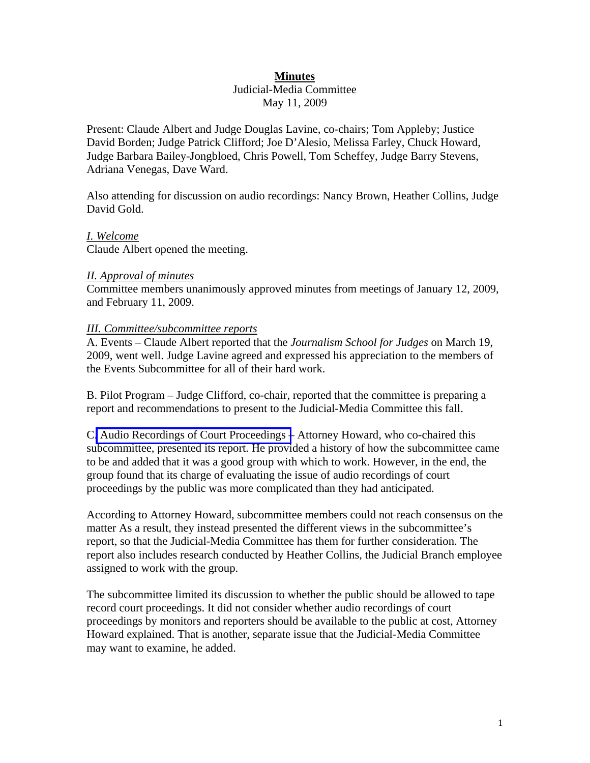**Minutes**

Judicial-Media Committee

May 11, 2009

Present: Claude Albert and Judge Douglas Lavine, co-chairs; Tom Appleby; Justice David Borden; Judge Patrick Clifford; Joe D'Alesio, Melissa Farley, Chuck Howard, Judge Barbara Bailey-Jongbloed, Chris Powell, Tom Scheffey, Judge Barry Stevens, Adriana Venegas, Dave Ward.

Also attending for discussion on audio recordings: Nancy Brown, Heather Collins, Judge David Gold.

*I. Welcome*

Claude Albert opened the meeting.

*II. Approval of minutes*

Committee members unanimously approved minutes from meetings of January 12, 2009, and February 11, 2009.

*III. Committee/subcommittee reports*

A. Events – Claude Albert reported that the *Journalism School for Judges* on March 19, 2009, went well. Judge Lavine agreed and expressed his appreciation to the members of the Events Subcommittee for all of their hard work.

B. Pilot Program – Judge Clifford, co-chair, reported that the committee is preparing a report and recommendations to present to the Judicial-Media Committee this fall.

C. Audio Recordings of Court Proceedings – Attorney Howard, who co-chaired this subcommittee, presented its report. He provided a history of how the subcommittee came to be and added that it was a good group with which to work. However, in the end, the group found that its charge of evaluating the issue of audio recordings of court proceedings by the public was more complicated than they had anticipated.

According to Attorney Howard, subcommittee members could not reach consensus on the matter As a result, they instead presented the different views in the subcommittee's report, so that the Judicial-Media Committee has them for further consideration. The report also includes research conducted by Heather Collins, the Judicial Branch employee assigned to work with the group.

The subcommittee limited its discussion to whether the public should be allowed to tape record court proceedings. It did not consider whether audio recordings of court proceedings by monitors and reporters should be available to the public at cost, Attorney Howard explained. That is another, separate issue that the Judicial-Media Committee may want to examine, he added.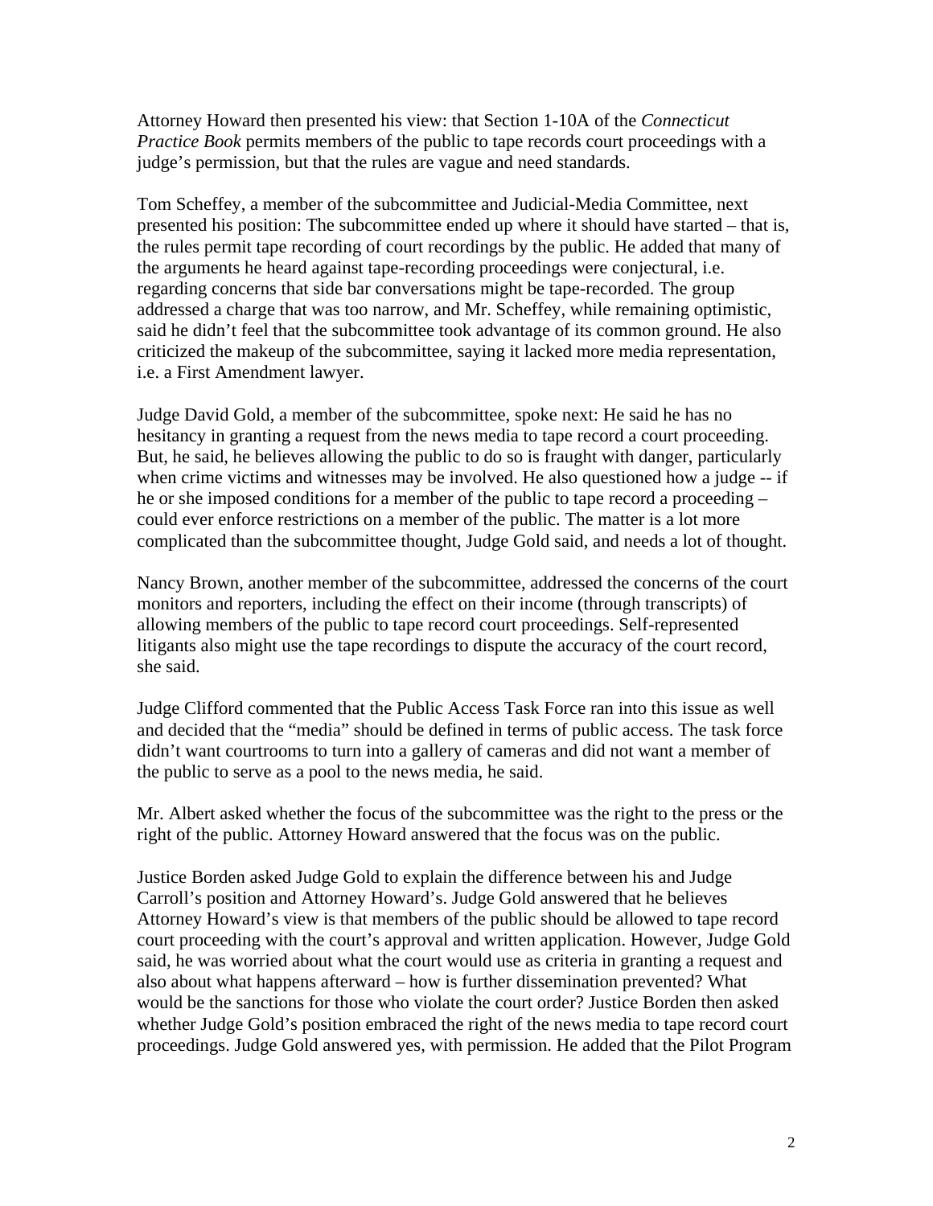Attorney Howard then presented his view: that Section 1-10A of the *Connecticut Practice Book* permits members of the public to tape records court proceedings with a judge's permission, but that the rules are vague and need standards.

Tom Scheffey, a member of the subcommittee and Judicial-Media Committee, next presented his position: The subcommittee ended up where it should have started – that is, the rules permit tape recording of court recordings by the public. He added that many of the arguments he heard against tape-recording proceedings were conjectural, i.e. regarding concerns that side bar conversations might be tape-recorded. The group addressed a charge that was too narrow, and Mr. Scheffey, while remaining optimistic, said he didn't feel that the subcommittee took advantage of its common ground. He also criticized the makeup of the subcommittee, saying it lacked more media representation, i.e. a First Amendment lawyer.

Judge David Gold, a member of the subcommittee, spoke next: He said he has no hesitancy in granting a request from the news media to tape record a court proceeding. But, he said, he believes allowing the public to do so is fraught with danger, particularly when crime victims and witnesses may be involved. He also questioned how a judge -- if he or she imposed conditions for a member of the public to tape record a proceeding – could ever enforce restrictions on a member of the public. The matter is a lot more complicated than the subcommittee thought, Judge Gold said, and needs a lot of thought.

Nancy Brown, another member of the subcommittee, addressed the concerns of the court monitors and reporters, including the effect on their income (through transcripts) of allowing members of the public to tape record court proceedings. Self-represented litigants also might use the tape recordings to dispute the accuracy of the court record, she said.

Judge Clifford commented that the Public Access Task Force ran into this issue as well and decided that the "media" should be defined in terms of public access. The task force didn't want courtrooms to turn into a gallery of cameras and did not want a member of the public to serve as a pool to the news media, he said.

Mr. Albert asked whether the focus of the subcommittee was the right to the press or the right of the public. Attorney Howard answered that the focus was on the public.

Justice Borden asked Judge Gold to explain the difference between his and Judge Carroll's position and Attorney Howard's. Judge Gold answered that he believes Attorney Howard's view is that members of the public should be allowed to tape record court proceeding with the court's approval and written application. However, Judge Gold said, he was worried about what the court would use as criteria in granting a request and also about what happens afterward – how is further dissemination prevented? What would be the sanctions for those who violate the court order? Justice Borden then asked whether Judge Gold's position embraced the right of the news media to tape record court proceedings. Judge Gold answered yes, with permission. He added that the Pilot Program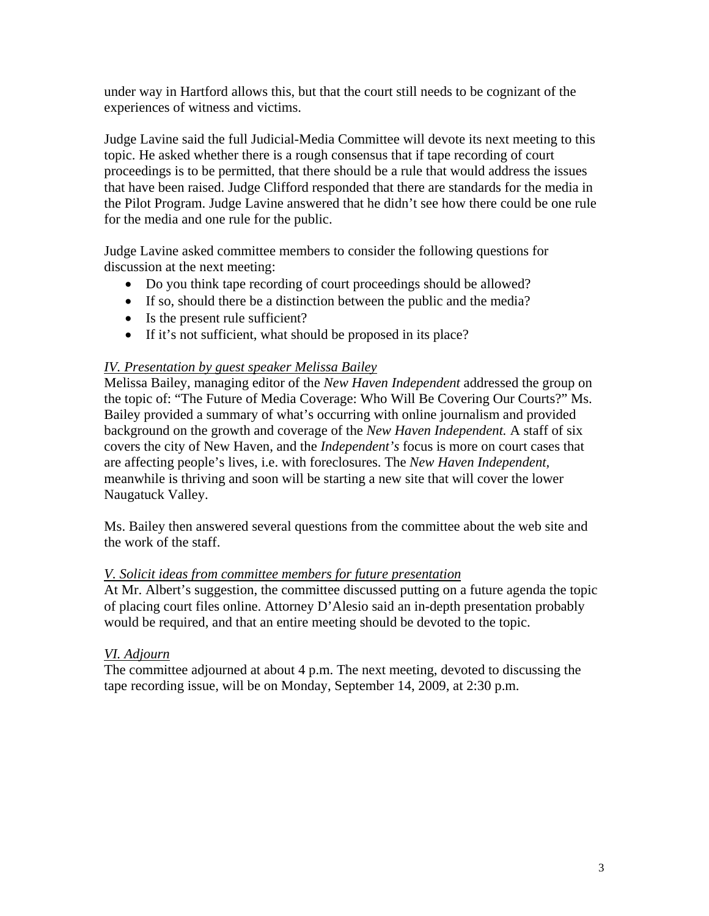under way in Hartford allows this, but that the court still needs to be cognizant of the experiences of witness and victims.

Judge Lavine said the full Judicial-Media Committee will devote its next meeting to this topic. He asked whether there is a rough consensus that if tape recording of court proceedings is to be permitted, that there should be a rule that would address the issues that have been raised. Judge Clifford responded that there are standards for the media in the Pilot Program. Judge Lavine answered that he didn't see how there could be one rule for the media and one rule for the public.

Judge Lavine asked committee members to consider the following questions for discussion at the next meeting:

- Do you think tape recording of court proceedings should be allowed?
- If so, should there be a distinction between the public and the media?
- Is the present rule sufficient?
- If it's not sufficient, what should be proposed in its place?

*IV. Presentation by guest speaker Melissa Bailey*

Melissa Bailey, managing editor of the *New Haven Independent* addressed the group on the topic of: "The Future of Media Coverage: Who Will Be Covering Our Courts?" Ms. Bailey provided a summary of what's occurring with online journalism and provided background on the growth and coverage of the *New Haven Independent.* A staff of six covers the city of New Haven, and the *Independent's* focus is more on court cases that are affecting people's lives, i.e. with foreclosures. The *New Haven Independent,* meanwhile is thriving and soon will be starting a new site that will cover the lower Naugatuck Valley.

Ms. Bailey then answered several questions from the committee about the web site and the work of the staff.

*V. Solicit ideas from committee members for future presentation*

At Mr. Albert's suggestion, the committee discussed putting on a future agenda the topic of placing court files online. Attorney D'Alesio said an in-depth presentation probably would be required, and that an entire meeting should be devoted to the topic.

*VI. Adjourn*

The committee adjourned at about 4 p.m. The next meeting, devoted to discussing the tape recording issue, will be on Monday, September 14, 2009, at 2:30 p.m.